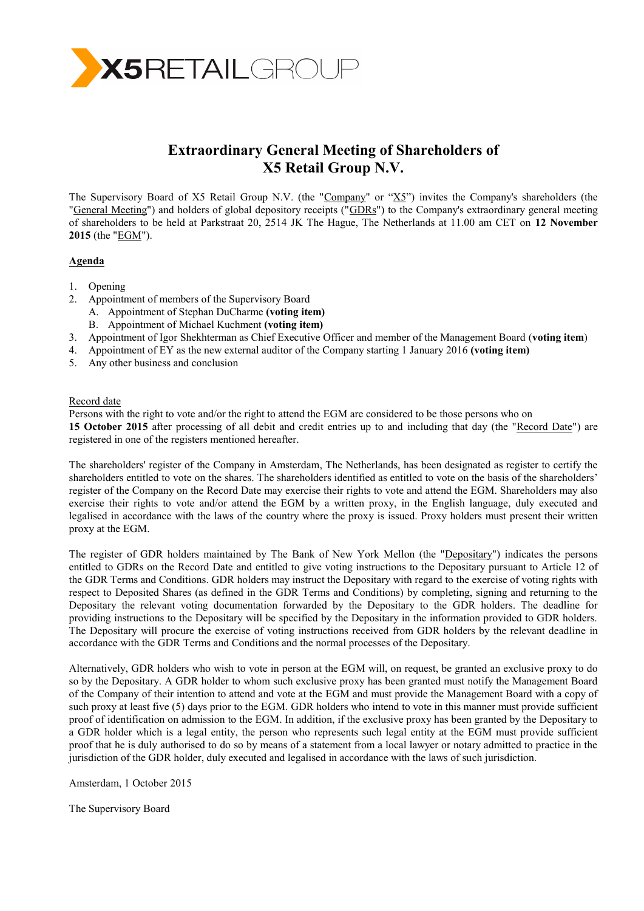# Extraordinary General Meeting of Shareholders of X5 Retail Group N.V.

The Supervisory Board of X5 Retail Group N.V. (the "Company" or "X5") invites the Company's shareholders (the "General Meeting") and holders of global depository receipts ("GDRs") to the Company's extraordinary general meeting of shareholders to be held at Parkstraat 20, 2514 JK The Hague, The Netherlands at 11.00 am CET on **12 November 2015** (the "EGM").

**Agenda**

1. Opening
2. Appointment of members of the Supervisory Board
   A. Appointment of Stephan DuCharme **(voting item)**
   B. Appointment of Michael Kuchment **(voting item)**
3. Appointment of Igor Shekhterman as Chief Executive Officer and member of the Management Board (**voting item**)
4. Appointment of EY as the new external auditor of the Company starting 1 January 2016 **(voting item)**
5. Any other business and conclusion

Record date

Persons with the right to vote and/or the right to attend the EGM are considered to be those persons who on **15 October 2015** after processing of all debit and credit entries up to and including that day (the "Record Date") are registered in one of the registers mentioned hereafter.

The shareholders' register of the Company in Amsterdam, The Netherlands, has been designated as register to certify the shareholders entitled to vote on the shares. The shareholders identified as entitled to vote on the basis of the shareholders' register of the Company on the Record Date may exercise their rights to vote and attend the EGM. Shareholders may also exercise their rights to vote and/or attend the EGM by a written proxy, in the English language, duly executed and legalised in accordance with the laws of the country where the proxy is issued. Proxy holders must present their written proxy at the EGM.

The register of GDR holders maintained by The Bank of New York Mellon (the "Depositary") indicates the persons entitled to GDRs on the Record Date and entitled to give voting instructions to the Depositary pursuant to Article 12 of the GDR Terms and Conditions. GDR holders may instruct the Depositary with regard to the exercise of voting rights with respect to Deposited Shares (as defined in the GDR Terms and Conditions) by completing, signing and returning to the Depositary the relevant voting documentation forwarded by the Depositary to the GDR holders. The deadline for providing instructions to the Depositary will be specified by the Depositary in the information provided to GDR holders. The Depositary will procure the exercise of voting instructions received from GDR holders by the relevant deadline in accordance with the GDR Terms and Conditions and the normal processes of the Depositary.

Alternatively, GDR holders who wish to vote in person at the EGM will, on request, be granted an exclusive proxy to do so by the Depositary. A GDR holder to whom such exclusive proxy has been granted must notify the Management Board of the Company of their intention to attend and vote at the EGM and must provide the Management Board with a copy of such proxy at least five (5) days prior to the EGM. GDR holders who intend to vote in this manner must provide sufficient proof of identification on admission to the EGM. In addition, if the exclusive proxy has been granted by the Depositary to a GDR holder which is a legal entity, the person who represents such legal entity at the EGM must provide sufficient proof that he is duly authorised to do so by means of a statement from a local lawyer or notary admitted to practice in the jurisdiction of the GDR holder, duly executed and legalised in accordance with the laws of such jurisdiction.

Amsterdam, 1 October 2015

The Supervisory Board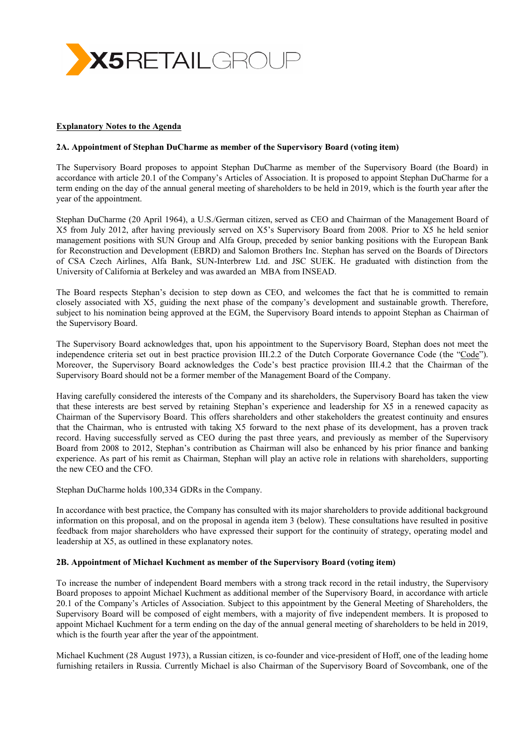**Explanatory Notes to the Agenda**

**2A. Appointment of Stephan DuCharme as member of the Supervisory Board (voting item)**

The Supervisory Board proposes to appoint Stephan DuCharme as member of the Supervisory Board (the Board) in accordance with article 20.1 of the Company's Articles of Association. It is proposed to appoint Stephan DuCharme for a term ending on the day of the annual general meeting of shareholders to be held in 2019, which is the fourth year after the year of the appointment.

Stephan DuCharme (20 April 1964), a U.S./German citizen, served as CEO and Chairman of the Management Board of X5 from July 2012, after having previously served on X5's Supervisory Board from 2008. Prior to X5 he held senior management positions with SUN Group and Alfa Group, preceded by senior banking positions with the European Bank for Reconstruction and Development (EBRD) and Salomon Brothers Inc. Stephan has served on the Boards of Directors of CSA Czech Airlines, Alfa Bank, SUN-Interbrew Ltd. and JSC SUEK. He graduated with distinction from the University of California at Berkeley and was awarded an MBA from INSEAD.

The Board respects Stephan's decision to step down as CEO, and welcomes the fact that he is committed to remain closely associated with X5, guiding the next phase of the company's development and sustainable growth. Therefore, subject to his nomination being approved at the EGM, the Supervisory Board intends to appoint Stephan as Chairman of the Supervisory Board.

The Supervisory Board acknowledges that, upon his appointment to the Supervisory Board, Stephan does not meet the independence criteria set out in best practice provision III.2.2 of the Dutch Corporate Governance Code (the "Code"). Moreover, the Supervisory Board acknowledges the Code's best practice provision III.4.2 that the Chairman of the Supervisory Board should not be a former member of the Management Board of the Company.

Having carefully considered the interests of the Company and its shareholders, the Supervisory Board has taken the view that these interests are best served by retaining Stephan's experience and leadership for X5 in a renewed capacity as Chairman of the Supervisory Board. This offers shareholders and other stakeholders the greatest continuity and ensures that the Chairman, who is entrusted with taking X5 forward to the next phase of its development, has a proven track record. Having successfully served as CEO during the past three years, and previously as member of the Supervisory Board from 2008 to 2012, Stephan's contribution as Chairman will also be enhanced by his prior finance and banking experience. As part of his remit as Chairman, Stephan will play an active role in relations with shareholders, supporting the new CEO and the CFO.

Stephan DuCharme holds 100,334 GDRs in the Company.

In accordance with best practice, the Company has consulted with its major shareholders to provide additional background information on this proposal, and on the proposal in agenda item 3 (below). These consultations have resulted in positive feedback from major shareholders who have expressed their support for the continuity of strategy, operating model and leadership at X5, as outlined in these explanatory notes.

**2B. Appointment of Michael Kuchment as member of the Supervisory Board (voting item)**

To increase the number of independent Board members with a strong track record in the retail industry, the Supervisory Board proposes to appoint Michael Kuchment as additional member of the Supervisory Board, in accordance with article 20.1 of the Company's Articles of Association. Subject to this appointment by the General Meeting of Shareholders, the Supervisory Board will be composed of eight members, with a majority of five independent members. It is proposed to appoint Michael Kuchment for a term ending on the day of the annual general meeting of shareholders to be held in 2019, which is the fourth year after the year of the appointment.

Michael Kuchment (28 August 1973), a Russian citizen, is co-founder and vice-president of Hoff, one of the leading home furnishing retailers in Russia. Currently Michael is also Chairman of the Supervisory Board of Sovcombank, one of the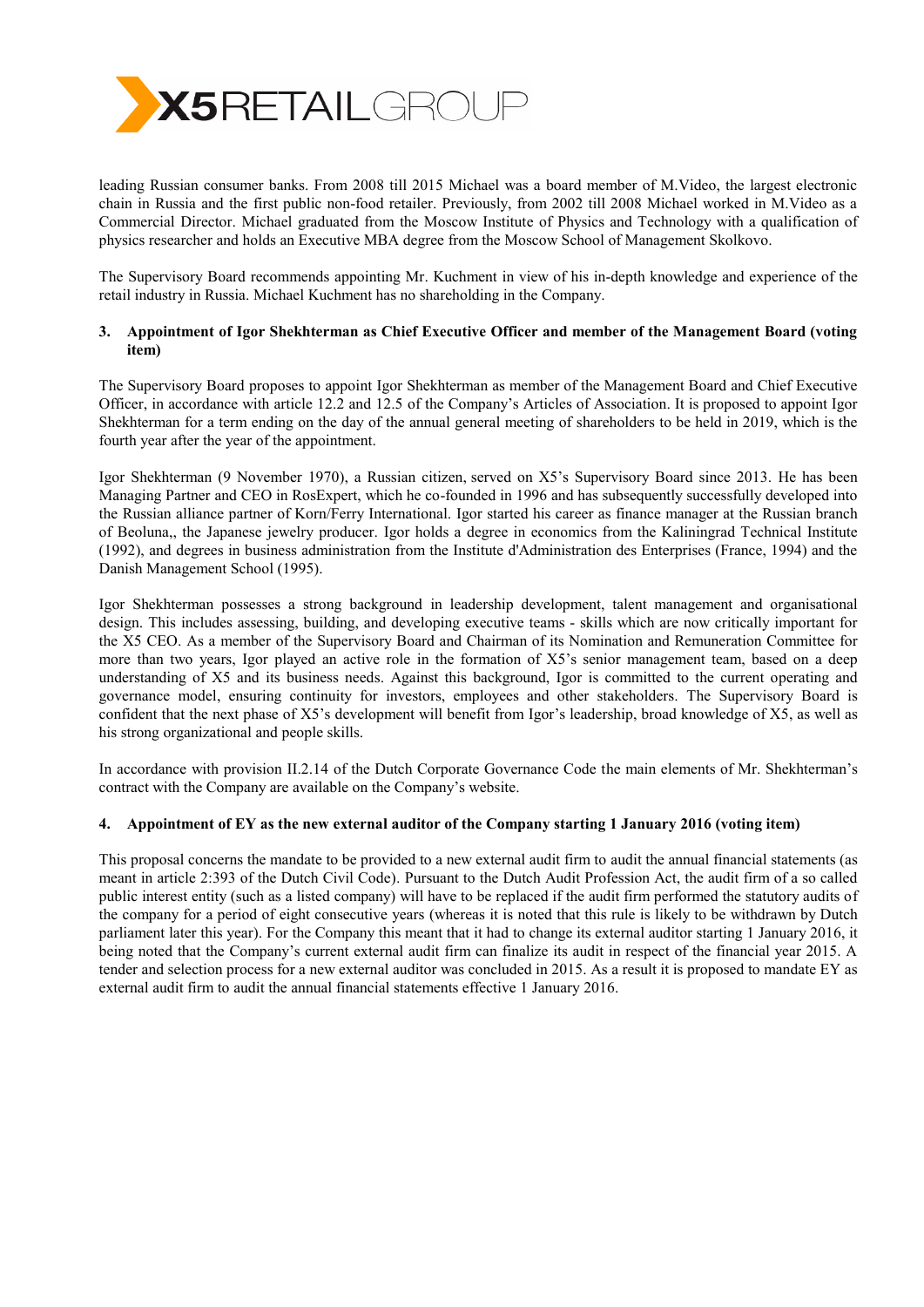leading Russian consumer banks. From 2008 till 2015 Michael was a board member of M.Video, the largest electronic chain in Russia and the first public non-food retailer. Previously, from 2002 till 2008 Michael worked in M.Video as a Commercial Director. Michael graduated from the Moscow Institute of Physics and Technology with a qualification of physics researcher and holds an Executive MBA degree from the Moscow School of Management Skolkovo.

The Supervisory Board recommends appointing Mr. Kuchment in view of his in-depth knowledge and experience of the retail industry in Russia. Michael Kuchment has no shareholding in the Company.

**3. Appointment of Igor Shekhterman as Chief Executive Officer and member of the Management Board (voting item)**

The Supervisory Board proposes to appoint Igor Shekhterman as member of the Management Board and Chief Executive Officer, in accordance with article 12.2 and 12.5 of the Company's Articles of Association. It is proposed to appoint Igor Shekhterman for a term ending on the day of the annual general meeting of shareholders to be held in 2019, which is the fourth year after the year of the appointment.

Igor Shekhterman (9 November 1970), a Russian citizen, served on X5's Supervisory Board since 2013. He has been Managing Partner and CEO in RosExpert, which he co-founded in 1996 and has subsequently successfully developed into the Russian alliance partner of Korn/Ferry International. Igor started his career as finance manager at the Russian branch of Beoluna,, the Japanese jewelry producer. Igor holds a degree in economics from the Kaliningrad Technical Institute (1992), and degrees in business administration from the Institute d'Administration des Enterprises (France, 1994) and the Danish Management School (1995).

Igor Shekhterman possesses a strong background in leadership development, talent management and organisational design. This includes assessing, building, and developing executive teams - skills which are now critically important for the X5 CEO. As a member of the Supervisory Board and Chairman of its Nomination and Remuneration Committee for more than two years, Igor played an active role in the formation of X5's senior management team, based on a deep understanding of X5 and its business needs. Against this background, Igor is committed to the current operating and governance model, ensuring continuity for investors, employees and other stakeholders. The Supervisory Board is confident that the next phase of X5's development will benefit from Igor's leadership, broad knowledge of X5, as well as his strong organizational and people skills.

In accordance with provision II.2.14 of the Dutch Corporate Governance Code the main elements of Mr. Shekhterman's contract with the Company are available on the Company's website.

**4. Appointment of EY as the new external auditor of the Company starting 1 January 2016 (voting item)**

This proposal concerns the mandate to be provided to a new external audit firm to audit the annual financial statements (as meant in article 2:393 of the Dutch Civil Code). Pursuant to the Dutch Audit Profession Act, the audit firm of a so called public interest entity (such as a listed company) will have to be replaced if the audit firm performed the statutory audits of the company for a period of eight consecutive years (whereas it is noted that this rule is likely to be withdrawn by Dutch parliament later this year). For the Company this meant that it had to change its external auditor starting 1 January 2016, it being noted that the Company's current external audit firm can finalize its audit in respect of the financial year 2015. A tender and selection process for a new external auditor was concluded in 2015. As a result it is proposed to mandate EY as external audit firm to audit the annual financial statements effective 1 January 2016.